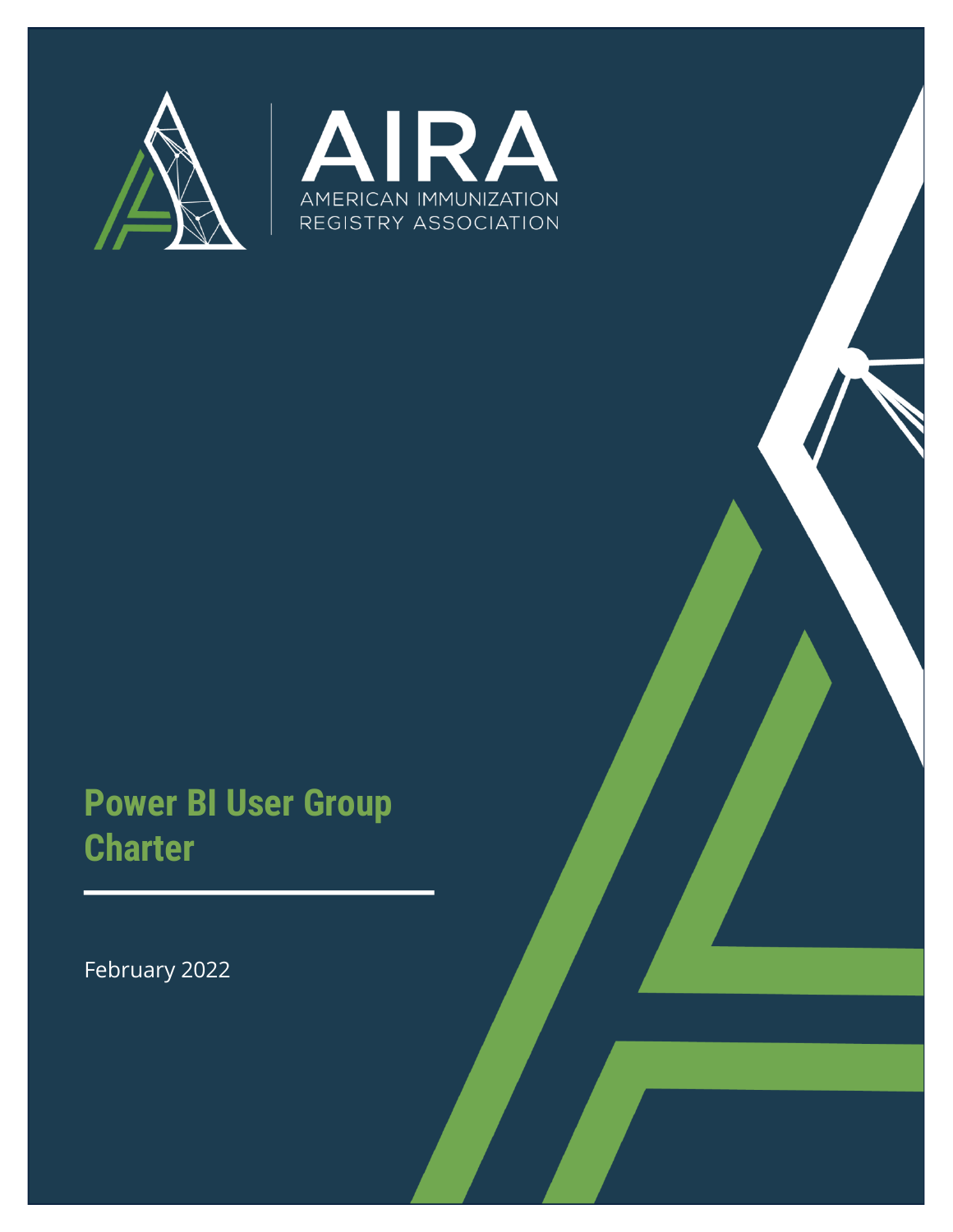AIRA

AMERICAN IMMUNIZATION REGISTRY ASSOCIATION

# Power BI User Group Charter

February 2022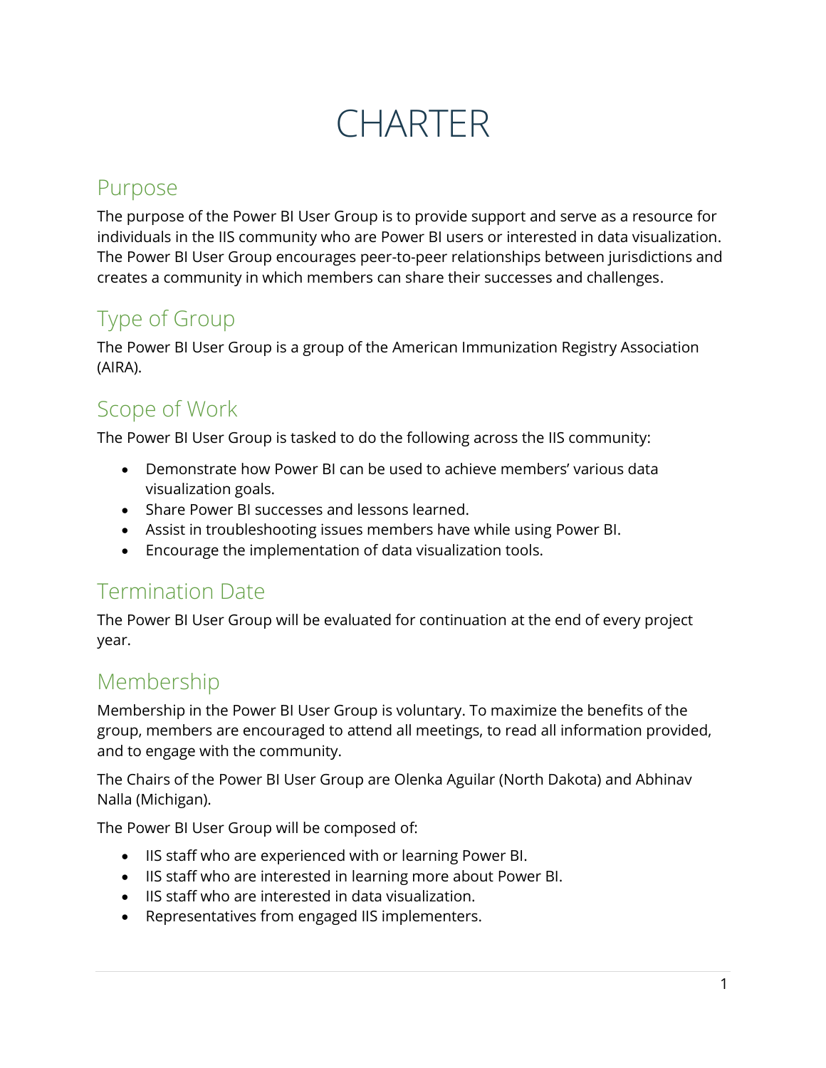# CHARTER

## Purpose

The purpose of the Power BI User Group is to provide support and serve as a resource for individuals in the IIS community who are Power BI users or interested in data visualization. The Power BI User Group encourages peer-to-peer relationships between jurisdictions and creates a community in which members can share their successes and challenges.

## Type of Group

The Power BI User Group is a group of the American Immunization Registry Association (AIRA).

## Scope of Work

The Power BI User Group is tasked to do the following across the IIS community:

- Demonstrate how Power BI can be used to achieve members' various data visualization goals.
- Share Power BI successes and lessons learned.
- Assist in troubleshooting issues members have while using Power BI.
- Encourage the implementation of data visualization tools.

## Termination Date

The Power BI User Group will be evaluated for continuation at the end of every project year.

## Membership

Membership in the Power BI User Group is voluntary. To maximize the benefits of the group, members are encouraged to attend all meetings, to read all information provided, and to engage with the community.

The Chairs of the Power BI User Group are Olenka Aguilar (North Dakota) and Abhinav Nalla (Michigan).

The Power BI User Group will be composed of:

- IIS staff who are experienced with or learning Power BI.
- IIS staff who are interested in learning more about Power BI.
- IIS staff who are interested in data visualization.
- Representatives from engaged IIS implementers.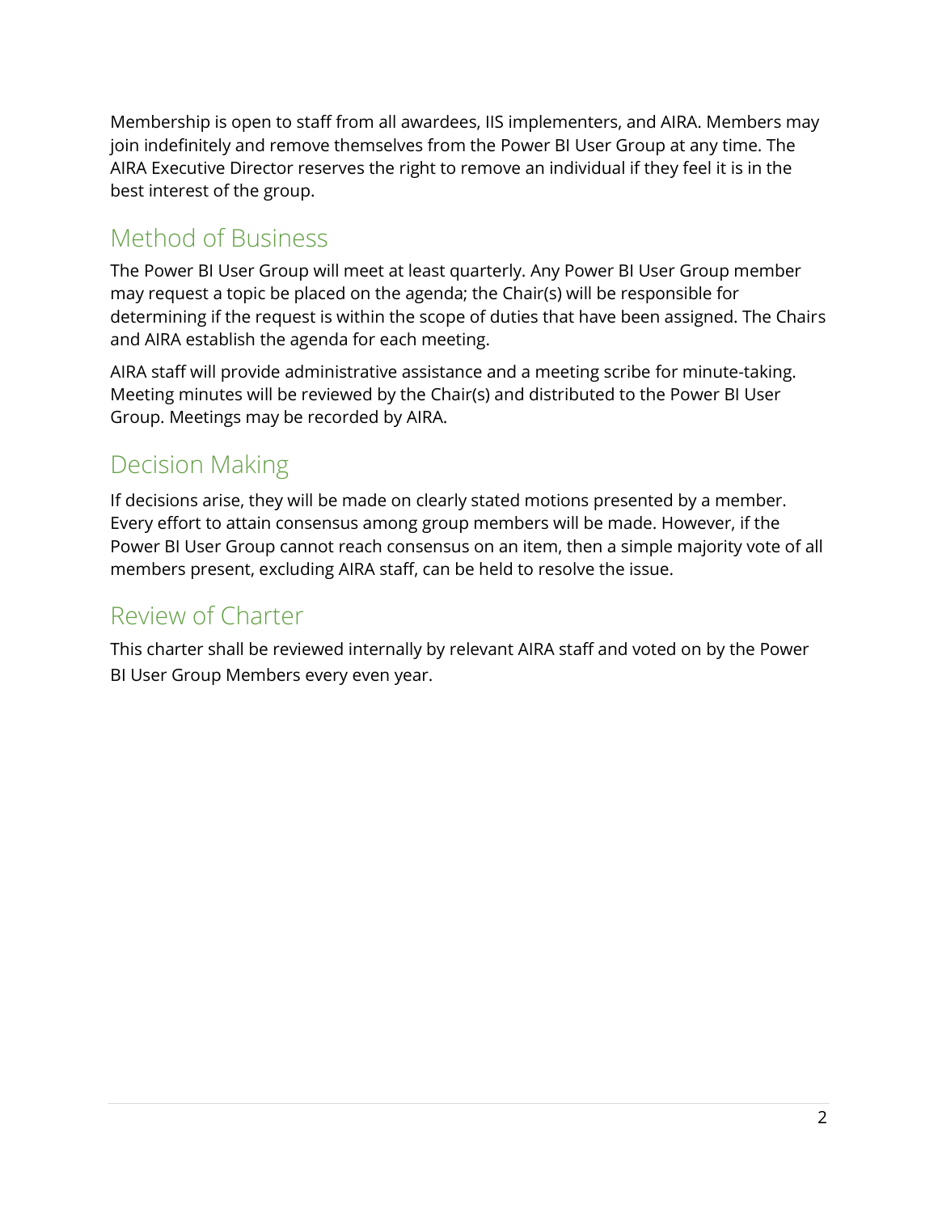Membership is open to staff from all awardees, IIS implementers, and AIRA. Members may join indefinitely and remove themselves from the Power BI User Group at any time. The AIRA Executive Director reserves the right to remove an individual if they feel it is in the best interest of the group.

## Method of Business

The Power BI User Group will meet at least quarterly. Any Power BI User Group member may request a topic be placed on the agenda; the Chair(s) will be responsible for determining if the request is within the scope of duties that have been assigned. The Chairs and AIRA establish the agenda for each meeting.

AIRA staff will provide administrative assistance and a meeting scribe for minute-taking. Meeting minutes will be reviewed by the Chair(s) and distributed to the Power BI User Group. Meetings may be recorded by AIRA.

## Decision Making

If decisions arise, they will be made on clearly stated motions presented by a member. Every effort to attain consensus among group members will be made. However, if the Power BI User Group cannot reach consensus on an item, then a simple majority vote of all members present, excluding AIRA staff, can be held to resolve the issue.

## Review of Charter

This charter shall be reviewed internally by relevant AIRA staff and voted on by the Power BI User Group Members every even year.